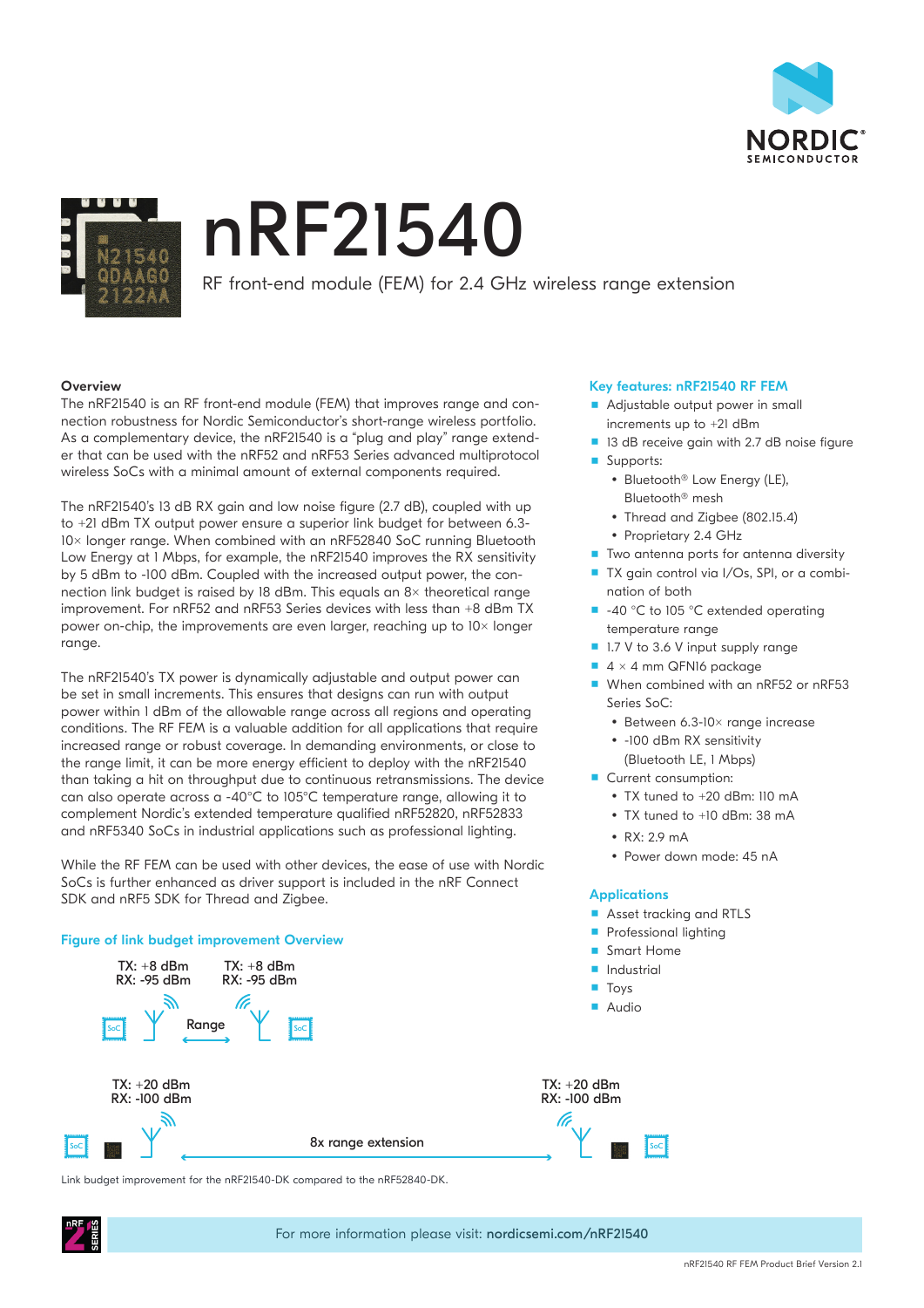# nRF21540

RF front-end module (FEM) for 2.4 GHz wireless range extension

## Overview

The nRF21540 is an RF front-end module (FEM) that improves range and connection robustness for Nordic Semiconductor's short-range wireless portfolio. As a complementary device, the nRF21540 is a "plug and play" range extender that can be used with the nRF52 and nRF53 Series advanced multiprotocol wireless SoCs with a minimal amount of external components required.

The nRF21540's 13 dB RX gain and low noise figure (2.7 dB), coupled with up to +21 dBm TX output power ensure a superior link budget for between 6.3-10× longer range. When combined with an nRF52840 SoC running Bluetooth Low Energy at 1 Mbps, for example, the nRF21540 improves the RX sensitivity by 5 dBm to -100 dBm. Coupled with the increased output power, the connection link budget is raised by 18 dBm. This equals an 8× theoretical range improvement. For nRF52 and nRF53 Series devices with less than +8 dBm TX power on-chip, the improvements are even larger, reaching up to 10× longer range.

The nRF21540's TX power is dynamically adjustable and output power can be set in small increments. This ensures that designs can run with output power within 1 dBm of the allowable range across all regions and operating conditions. The RF FEM is a valuable addition for all applications that require increased range or robust coverage. In demanding environments, or close to the range limit, it can be more energy efficient to deploy with the nRF21540 than taking a hit on throughput due to continuous retransmissions. The device can also operate across a -40°C to 105°C temperature range, allowing it to complement Nordic's extended temperature qualified nRF52820, nRF52833 and nRF5340 SoCs in industrial applications such as professional lighting.

While the RF FEM can be used with other devices, the ease of use with Nordic SoCs is further enhanced as driver support is included in the nRF Connect SDK and nRF5 SDK for Thread and Zigbee.

### Figure of link budget improvement Overview

TX: +8 dBm
RX: -95 dBm

TX: +8 dBm
RX: -95 dBm

Range

TX: +20 dBm
RX: -100 dBm

TX: +20 dBm
RX: -100 dBm

8x range extension

Link budget improvement for the nRF21540-DK compared to the nRF52840-DK.

### Key features: nRF21540 RF FEM

- Adjustable output power in small increments up to +21 dBm
- 13 dB receive gain with 2.7 dB noise figure
- Supports:
  - Bluetooth® Low Energy (LE), Bluetooth® mesh
  - Thread and Zigbee (802.15.4)
  - Proprietary 2.4 GHz
- Two antenna ports for antenna diversity
- TX gain control via I/Os, SPI, or a combination of both
- -40 °C to 105 °C extended operating temperature range
- 1.7 V to 3.6 V input supply range
- 4 × 4 mm QFN16 package
- When combined with an nRF52 or nRF53 Series SoC:
  - Between 6.3-10× range increase
  - -100 dBm RX sensitivity (Bluetooth LE, 1 Mbps)
- Current consumption:
  - TX tuned to +20 dBm: 110 mA
  - TX tuned to +10 dBm: 38 mA
  - RX: 2.9 mA
  - Power down mode: 45 nA

### Applications

- Asset tracking and RTLS
- Professional lighting
- Smart Home
- Industrial
- Toys
- Audio

For more information please visit: **nordicsemi.com/nRF21540**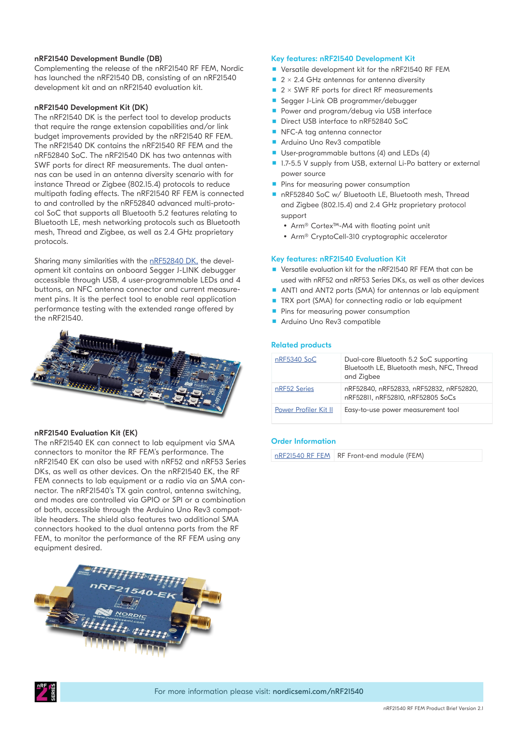### nRF21540 Development Bundle (DB)

Complementing the release of the nRF21540 RF FEM, Nordic has launched the nRF21540 DB, consisting of an nRF21540 development kit and an nRF21540 evaluation kit.

### nRF21540 Development Kit (DK)

The nRF21540 DK is the perfect tool to develop products that require the range extension capabilities and/or link budget improvements provided by the nRF21540 RF FEM. The nRF21540 DK contains the nRF21540 RF FEM and the nRF52840 SoC. The nRF21540 DK has two antennas with SWF ports for direct RF measurements. The dual antennas can be used in an antenna diversity scenario with for instance Thread or Zigbee (802.15.4) protocols to reduce multipath fading effects. The nRF21540 RF FEM is connected to and controlled by the nRF52840 advanced multi-protocol SoC that supports all Bluetooth 5.2 features relating to Bluetooth LE, mesh networking protocols such as Bluetooth mesh, Thread and Zigbee, as well as 2.4 GHz proprietary protocols.

Sharing many similarities with the nRF52840 DK, the development kit contains an onboard Segger J-LINK debugger accessible through USB, 4 user-programmable LEDs and 4 buttons, an NFC antenna connector and current measurement pins. It is the perfect tool to enable real application performance testing with the extended range offered by the nRF21540.

### nRF21540 Evaluation Kit (EK)

The nRF21540 EK can connect to lab equipment via SMA connectors to monitor the RF FEM's performance. The nRF21540 EK can also be used with nRF52 and nRF53 Series DKs, as well as other devices. On the nRF21540 EK, the RF FEM connects to lab equipment or a radio via an SMA connector. The nRF21540's TX gain control, antenna switching, and modes are controlled via GPIO or SPI or a combination of both, accessible through the Arduino Uno Rev3 compatible headers. The shield also features two additional SMA connectors hooked to the dual antenna ports from the RF FEM, to monitor the performance of the RF FEM using any equipment desired.

### Key features: nRF21540 Development Kit

- Versatile development kit for the nRF21540 RF FEM
- 2 × 2.4 GHz antennas for antenna diversity
- 2 × SWF RF ports for direct RF measurements
- Segger J-Link OB programmer/debugger
- Power and program/debug via USB interface
- Direct USB interface to nRF52840 SoC
- NFC-A tag antenna connector
- Arduino Uno Rev3 compatible
- User-programmable buttons (4) and LEDs (4)
- 1.7-5.5 V supply from USB, external Li-Po battery or external power source
- Pins for measuring power consumption
- nRF52840 SoC w/ Bluetooth LE, Bluetooth mesh, Thread and Zigbee (802.15.4) and 2.4 GHz proprietary protocol support
  - Arm® Cortex™-M4 with floating point unit
  - Arm® CryptoCell-310 cryptographic accelerator

### Key features: nRF21540 Evaluation Kit

- Versatile evaluation kit for the nRF21540 RF FEM that can be used with nRF52 and nRF53 Series DKs, as well as other devices
- ANT1 and ANT2 ports (SMA) for antennas or lab equipment
- TRX port (SMA) for connecting radio or lab equipment
- Pins for measuring power consumption
- Arduino Uno Rev3 compatible

### Related products

| | |
|---|---|
| nRF5340 SoC | Dual-core Bluetooth 5.2 SoC supporting Bluetooth LE, Bluetooth mesh, NFC, Thread and Zigbee |
| nRF52 Series | nRF52840, nRF52833, nRF52832, nRF52820, nRF52811, nRF52810, nRF52805 SoCs |
| Power Profiler Kit II | Easy-to-use power measurement tool |

### Order Information

| | |
|---|---|
| nRF21540 RF FEM | RF Front-end module (FEM) |

For more information please visit: **nordicsemi.com/nRF21540**